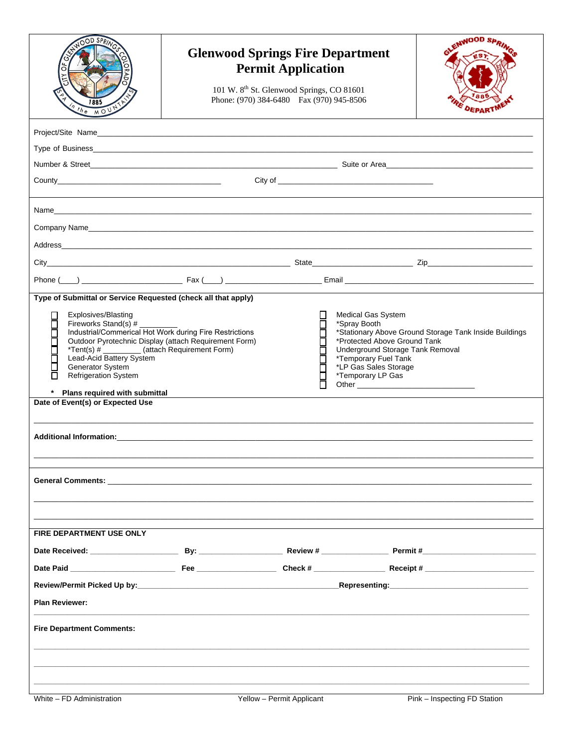# Glenwood Springs Fire Department Permit Application

101 W. 8th St. Glenwood Springs, CO 81601
Phone: (970) 384-6480 Fax (970) 945-8506

Project/Site Name\_\_\_\_\_\_\_\_\_\_\_\_\_\_\_\_\_\_\_\_\_\_\_\_\_\_\_\_\_\_\_\_\_\_\_\_\_\_\_\_

Type of Business\_\_\_\_\_\_\_\_\_\_\_\_\_\_\_\_\_\_\_\_\_\_\_\_\_\_\_\_\_\_\_\_\_\_\_\_\_\_\_\_

Number & Street\_\_\_\_\_\_\_\_\_\_\_\_\_\_\_\_\_\_\_\_\_\_\_\_ Suite or Area\_\_\_\_\_\_\_\_\_\_\_\_\_\_\_\_\_\_\_\_

County\_\_\_\_\_\_\_\_\_\_\_\_\_\_\_\_\_\_\_\_ City of \_\_\_\_\_\_\_\_\_\_\_\_\_\_\_\_\_\_\_\_

Name\_\_\_\_\_\_\_\_\_\_\_\_\_\_\_\_\_\_\_\_\_\_\_\_\_\_\_\_\_\_\_\_\_\_\_\_\_\_\_\_

Company Name\_\_\_\_\_\_\_\_\_\_\_\_\_\_\_\_\_\_\_\_\_\_\_\_\_\_\_\_\_\_\_\_\_\_\_\_\_\_\_\_

Address\_\_\_\_\_\_\_\_\_\_\_\_\_\_\_\_\_\_\_\_\_\_\_\_\_\_\_\_\_\_\_\_\_\_\_\_\_\_\_\_

City\_\_\_\_\_\_\_\_\_\_\_\_\_\_\_\_\_\_\_\_ State\_\_\_\_\_\_\_\_\_\_\_\_ Zip\_\_\_\_\_\_\_\_\_\_\_\_

Phone (\_\_\_) \_\_\_\_\_\_\_\_\_\_\_\_ Fax (\_\_\_) \_\_\_\_\_\_\_\_\_\_\_\_ Email \_\_\_\_\_\_\_\_\_\_\_\_\_\_\_\_\_\_\_\_

**Type of Submittal or Service Requested (check all that apply)**

- [ ] Explosives/Blasting
- [ ] Fireworks Stand(s) # \_\_\_\_\_\_\_\_
- [ ] Industrial/Commerical Hot Work during Fire Restrictions
- [ ] Outdoor Pyrotechnic Display (attach Requirement Form)
- [ ] *Tent(s) # \_\_\_\_\_\_\_\_ (attach Requirement Form)
- [ ] Lead-Acid Battery System
- [ ] Generator System
- [ ] Refrigeration System
- [ ] Medical Gas System
- [ ] *Spray Booth
- [ ] *Stationary Above Ground Storage Tank Inside Buildings
- [ ] *Protected Above Ground Tank
- [ ] Underground Storage Tank Removal
- [ ] *Temporary Fuel Tank
- [ ] *LP Gas Sales Storage
- [ ] *Temporary LP Gas
- [ ] Other \_\_\_\_\_\_\_\_\_\_\_\_\_\_\_\_\_\_\_\_

**\* Plans required with submittal**

**Date of Event(s) or Expected Use**

\_\_\_\_\_\_\_\_\_\_\_\_\_\_\_\_\_\_\_\_\_\_\_\_\_\_\_\_\_\_\_\_\_\_\_\_\_\_\_\_

**Additional Information:**\_\_\_\_\_\_\_\_\_\_\_\_\_\_\_\_\_\_\_\_\_\_\_\_\_\_\_\_\_\_\_\_\_\_\_\_\_\_\_\_

\_\_\_\_\_\_\_\_\_\_\_\_\_\_\_\_\_\_\_\_\_\_\_\_\_\_\_\_\_\_\_\_\_\_\_\_\_\_\_\_

**General Comments:** \_\_\_\_\_\_\_\_\_\_\_\_\_\_\_\_\_\_\_\_\_\_\_\_\_\_\_\_\_\_\_\_\_\_\_\_\_\_\_\_

\_\_\_\_\_\_\_\_\_\_\_\_\_\_\_\_\_\_\_\_\_\_\_\_\_\_\_\_\_\_\_\_\_\_\_\_\_\_\_\_

\_\_\_\_\_\_\_\_\_\_\_\_\_\_\_\_\_\_\_\_\_\_\_\_\_\_\_\_\_\_\_\_\_\_\_\_\_\_\_\_

**FIRE DEPARTMENT USE ONLY**

**Date Received:** \_\_\_\_\_\_\_\_\_\_ **By:** \_\_\_\_\_\_\_\_\_\_ **Review #** \_\_\_\_\_\_\_\_\_\_ **Permit #**\_\_\_\_\_\_\_\_\_\_

**Date Paid** \_\_\_\_\_\_\_\_\_\_ **Fee** \_\_\_\_\_\_\_\_\_\_ **Check #** \_\_\_\_\_\_\_\_\_\_ **Receipt #** \_\_\_\_\_\_\_\_\_\_

**Review/Permit Picked Up by:**\_\_\_\_\_\_\_\_\_\_\_\_\_\_\_\_\_\_\_\_**Representing:**\_\_\_\_\_\_\_\_\_\_\_\_\_\_\_\_\_\_\_\_

**Plan Reviewer:**

**Fire Department Comments:**

White – FD Administration Yellow – Permit Applicant Pink – Inspecting FD Station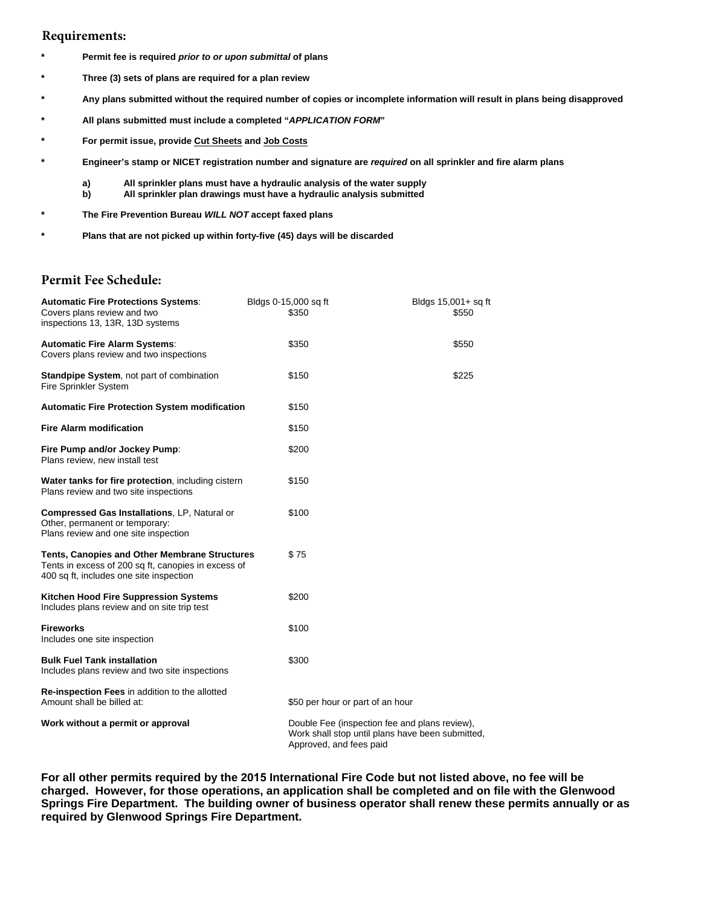## Requirements:

* **Permit fee is required *prior to or upon submittal* of plans**
* **Three (3) sets of plans are required for a plan review**
* **Any plans submitted without the required number of copies or incomplete information will result in plans being disapproved**
* **All plans submitted must include a completed "*APPLICATION FORM*"**
* **For permit issue, provide <u>Cut Sheets</u> and <u>Job Costs</u>**
* **Engineer's stamp or NICET registration number and signature are *required* on all sprinkler and fire alarm plans**
  - **a) All sprinkler plans must have a hydraulic analysis of the water supply**
  - **b) All sprinkler plan drawings must have a hydraulic analysis submitted**
* **The Fire Prevention Bureau *WILL NOT* accept faxed plans**
* **Plans that are not picked up within forty-five (45) days will be discarded**

## Permit Fee Schedule:

| | | |
|---|---|---|
| **Automatic Fire Protections Systems**: Covers plans review and two inspections 13, 13R, 13D systems | Bldgs 0-15,000 sq ft $350 | Bldgs 15,001+ sq ft $550 |
| **Automatic Fire Alarm Systems**: Covers plans review and two inspections | $350 | $550 |
| **Standpipe System**, not part of combination Fire Sprinkler System | $150 | $225 |
| **Automatic Fire Protection System modification** | $150 | |
| **Fire Alarm modification** | $150 | |
| **Fire Pump and/or Jockey Pump**: Plans review, new install test | $200 | |
| **Water tanks for fire protection**, including cistern Plans review and two site inspections | $150 | |
| **Compressed Gas Installations**, LP, Natural or Other, permanent or temporary: Plans review and one site inspection | $100 | |
| **Tents, Canopies and Other Membrane Structures** Tents in excess of 200 sq ft, canopies in excess of 400 sq ft, includes one site inspection | $ 75 | |
| **Kitchen Hood Fire Suppression Systems** Includes plans review and on site trip test | $200 | |
| **Fireworks** Includes one site inspection | $100 | |
| **Bulk Fuel Tank installation** Includes plans review and two site inspections | $300 | |
| **Re-inspection Fees** in addition to the allotted Amount shall be billed at: | $50 per hour or part of an hour | |
| **Work without a permit or approval** | Double Fee (inspection fee and plans review), Work shall stop until plans have been submitted, Approved, and fees paid | |

**For all other permits required by the 2015 International Fire Code but not listed above, no fee will be charged. However, for those operations, an application shall be completed and on file with the Glenwood Springs Fire Department. The building owner of business operator shall renew these permits annually or as required by Glenwood Springs Fire Department.**